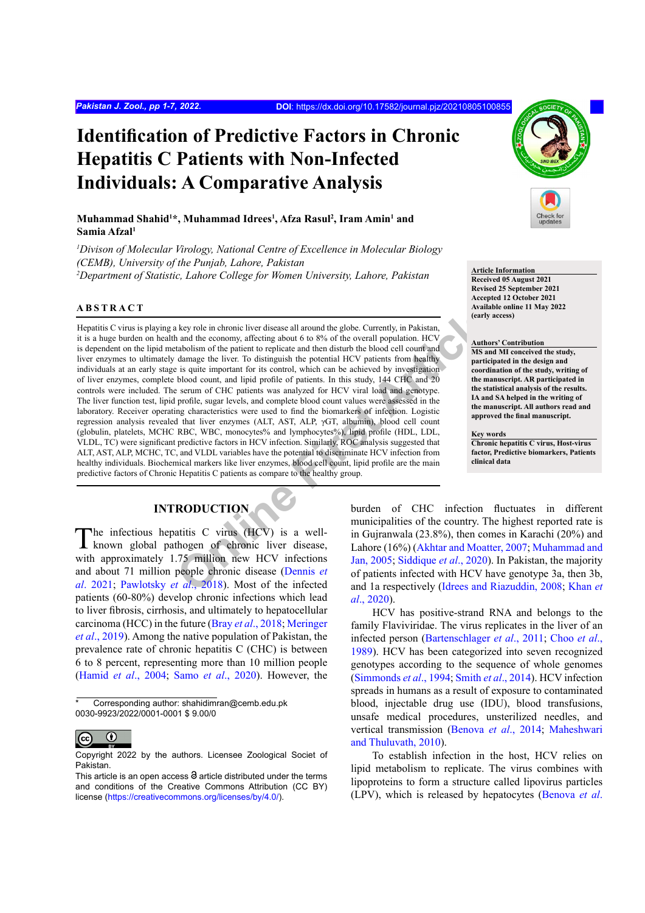# Identification of Predictive Factors in Chronic Hepatitis C Patients with Non-Infected Individuals: A Comparative Analysis

**Muhammad Shahid[1]*, Muhammad Idrees[1], Afza Rasul[2], Iram Amin[1] and Samia Afzal[1]**

[1]*Divison of Molecular Virology, National Centre of Excellence in Molecular Biology (CEMB), University of the Punjab, Lahore, Pakistan*
[2]*Department of Statistic, Lahore College for Women University, Lahore, Pakistan*

**Article Information**
**Received 05 August 2021**
**Revised 25 September 2021**
**Accepted 12 October 2021**
**Available online 11 May 2022**
**(early access)**

**Authors' Contribution**
**MS and MI conceived the study, participated in the design and coordination of the study, writing of the manuscript. AR participated in the statistical analysis of the results. IA and SA helped in the writing of the manuscript. All authors read and approved the final manuscript.**

**Key words**
**Chronic hepatitis C virus, Host-virus factor, Predictive biomarkers, Patients clinical data**

## ABSTRACT

Hepatitis C virus is playing a key role in chronic liver disease all around the globe. Currently, in Pakistan, it is a huge burden on health and the economy, affecting about 6 to 8% of the overall population. HCV is dependent on the lipid metabolism of the patient to replicate and then disturb the blood cell count and liver enzymes to ultimately damage the liver. To distinguish the potential HCV patients from healthy individuals at an early stage is quite important for its control, which can be achieved by investigation of liver enzymes, complete blood count, and lipid profile of patients. In this study, 144 CHC and 20 controls were included. The serum of CHC patients was analyzed for HCV viral load and genotype. The liver function test, lipid profile, sugar levels, and complete blood count values were assessed in the laboratory. Receiver operating characteristics were used to find the biomarkers of infection. Logistic regression analysis revealed that liver enzymes (ALT, AST, ALP, γGT, albumin), blood cell count (globulin, platelets, MCHC RBC, WBC, monocytes% and lymphocytes%), lipid profile (HDL, LDL, VLDL, TC) were significant predictive factors in HCV infection. Similarly, ROC analysis suggested that ALT, AST, ALP, MCHC, TC, and VLDL variables have the potential to discriminate HCV infection from healthy individuals. Biochemical markers like liver enzymes, blood cell count, lipid profile are the main predictive factors of Chronic Hepatitis C patients as compare to the healthy group.

## INTRODUCTION

The infectious hepatitis C virus (HCV) is a well-known global pathogen of chronic liver disease, with approximately 1.75 million new HCV infections and about 71 million people chronic disease (Dennis *et al*. 2021; Pawlotsky *et al*., 2018). Most of the infected patients (60-80%) develop chronic infections which lead to liver fibrosis, cirrhosis, and ultimately to hepatocellular carcinoma (HCC) in the future (Bray *et al*., 2018; Meringer *et al*., 2019). Among the native population of Pakistan, the prevalence rate of chronic hepatitis C (CHC) is between 6 to 8 percent, representing more than 10 million people (Hamid *et al*., 2004; Samo *et al*., 2020). However, the burden of CHC infection fluctuates in different municipalities of the country. The highest reported rate is in Gujranwala (23.8%), then comes in Karachi (20%) and Lahore (16%) (Akhtar and Moatter, 2007; Muhammad and Jan, 2005; Siddique *et al*., 2020). In Pakistan, the majority of patients infected with HCV have genotype 3a, then 3b, and 1a respectively (Idrees and Riazuddin, 2008; Khan *et al*., 2020).

HCV has positive-strand RNA and belongs to the family Flaviviridae. The virus replicates in the liver of an infected person (Bartenschlager *et al*., 2011; Choo *et al*., 1989). HCV has been categorized into seven recognized genotypes according to the sequence of whole genomes (Simmonds *et al*., 1994; Smith *et al*., 2014). HCV infection spreads in humans as a result of exposure to contaminated blood, injectable drug use (IDU), blood transfusions, unsafe medical procedures, unsterilized needles, and vertical transmission (Benova *et al*., 2014; Maheshwari and Thuluvath, 2010).

To establish infection in the host, HCV relies on lipid metabolism to replicate. The virus combines with lipoproteins to form a structure called lipovirus particles (LPV), which is released by hepatocytes (Benova *et al*.

\* Corresponding author: shahidimran@cemb.edu.pk
0030-9923/2022/0001-0001 $ 9.00/0

Copyright 2022 by the authors. Licensee Zoological Societ of Pakistan.
This article is an open access article distributed under the terms and conditions of the Creative Commons Attribution (CC BY) license (https://creativecommons.org/licenses/by/4.0/).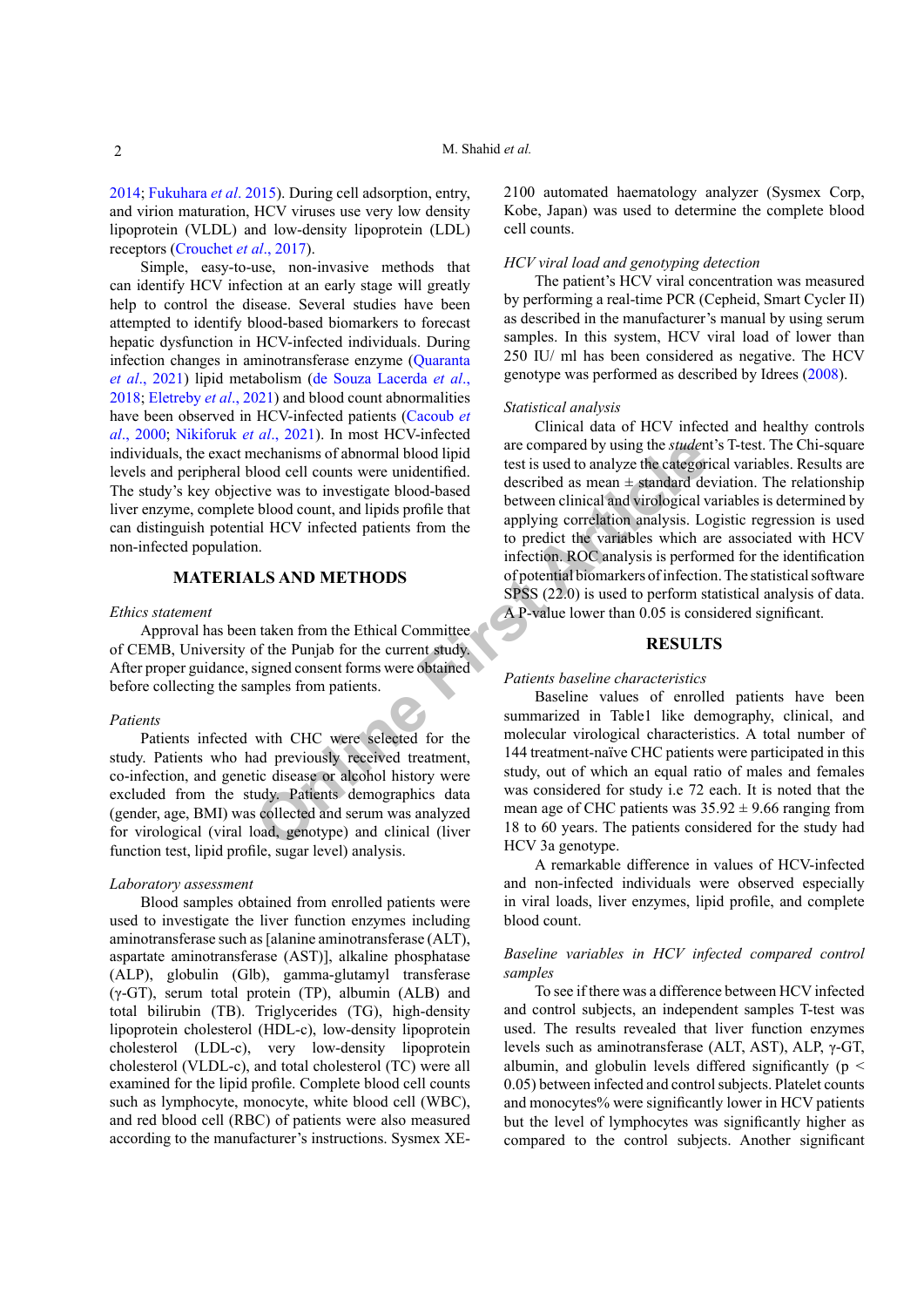2014; Fukuhara *et al*. 2015). During cell adsorption, entry, and virion maturation, HCV viruses use very low density lipoprotein (VLDL) and low-density lipoprotein (LDL) receptors (Crouchet *et al*., 2017).

Simple, easy-to-use, non-invasive methods that can identify HCV infection at an early stage will greatly help to control the disease. Several studies have been attempted to identify blood-based biomarkers to forecast hepatic dysfunction in HCV-infected individuals. During infection changes in aminotransferase enzyme (Quaranta *et al*., 2021) lipid metabolism (de Souza Lacerda *et al*., 2018; Eletreby *et al*., 2021) and blood count abnormalities have been observed in HCV-infected patients (Cacoub *et al*., 2000; Nikiforuk *et al*., 2021). In most HCV-infected individuals, the exact mechanisms of abnormal blood lipid levels and peripheral blood cell counts were unidentified. The study's key objective was to investigate blood-based liver enzyme, complete blood count, and lipids profile that can distinguish potential HCV infected patients from the non-infected population.

## MATERIALS AND METHODS

*Ethics statement*

Approval has been taken from the Ethical Committee of CEMB, University of the Punjab for the current study. After proper guidance, signed consent forms were obtained before collecting the samples from patients.

*Patients*

Patients infected with CHC were selected for the study. Patients who had previously received treatment, co-infection, and genetic disease or alcohol history were excluded from the study. Patients demographics data (gender, age, BMI) was collected and serum was analyzed for virological (viral load, genotype) and clinical (liver function test, lipid profile, sugar level) analysis.

*Laboratory assessment*

Blood samples obtained from enrolled patients were used to investigate the liver function enzymes including aminotransferase such as [alanine aminotransferase (ALT), aspartate aminotransferase (AST)], alkaline phosphatase (ALP), globulin (Glb), gamma-glutamyl transferase (γ-GT), serum total protein (TP), albumin (ALB) and total bilirubin (TB). Triglycerides (TG), high-density lipoprotein cholesterol (HDL-c), low-density lipoprotein cholesterol (LDL-c), very low-density lipoprotein cholesterol (VLDL-c), and total cholesterol (TC) were all examined for the lipid profile. Complete blood cell counts such as lymphocyte, monocyte, white blood cell (WBC), and red blood cell (RBC) of patients were also measured according to the manufacturer's instructions. Sysmex XE-2100 automated haematology analyzer (Sysmex Corp, Kobe, Japan) was used to determine the complete blood cell counts.

*HCV viral load and genotyping detection*

The patient's HCV viral concentration was measured by performing a real-time PCR (Cepheid, Smart Cycler II) as described in the manufacturer's manual by using serum samples. In this system, HCV viral load of lower than 250 IU/ ml has been considered as negative. The HCV genotype was performed as described by Idrees (2008).

*Statistical analysis*

Clinical data of HCV infected and healthy controls are compared by using the *student*'s T-test. The Chi-square test is used to analyze the categorical variables. Results are described as mean ± standard deviation. The relationship between clinical and virological variables is determined by applying correlation analysis. Logistic regression is used to predict the variables which are associated with HCV infection. ROC analysis is performed for the identification of potential biomarkers of infection. The statistical software SPSS (22.0) is used to perform statistical analysis of data. A P-value lower than 0.05 is considered significant.

## RESULTS

*Patients baseline characteristics*

Baseline values of enrolled patients have been summarized in Table1 like demography, clinical, and molecular virological characteristics. A total number of 144 treatment-naïve CHC patients were participated in this study, out of which an equal ratio of males and females was considered for study i.e 72 each. It is noted that the mean age of CHC patients was 35.92 ± 9.66 ranging from 18 to 60 years. The patients considered for the study had HCV 3a genotype.

A remarkable difference in values of HCV-infected and non-infected individuals were observed especially in viral loads, liver enzymes, lipid profile, and complete blood count.

*Baseline variables in HCV infected compared control samples*

To see if there was a difference between HCV infected and control subjects, an independent samples T-test was used. The results revealed that liver function enzymes levels such as aminotransferase (ALT, AST), ALP, γ-GT, albumin, and globulin levels differed significantly ($p < 0.05$) between infected and control subjects. Platelet counts and monocytes% were significantly lower in HCV patients but the level of lymphocytes was significantly higher as compared to the control subjects. Another significant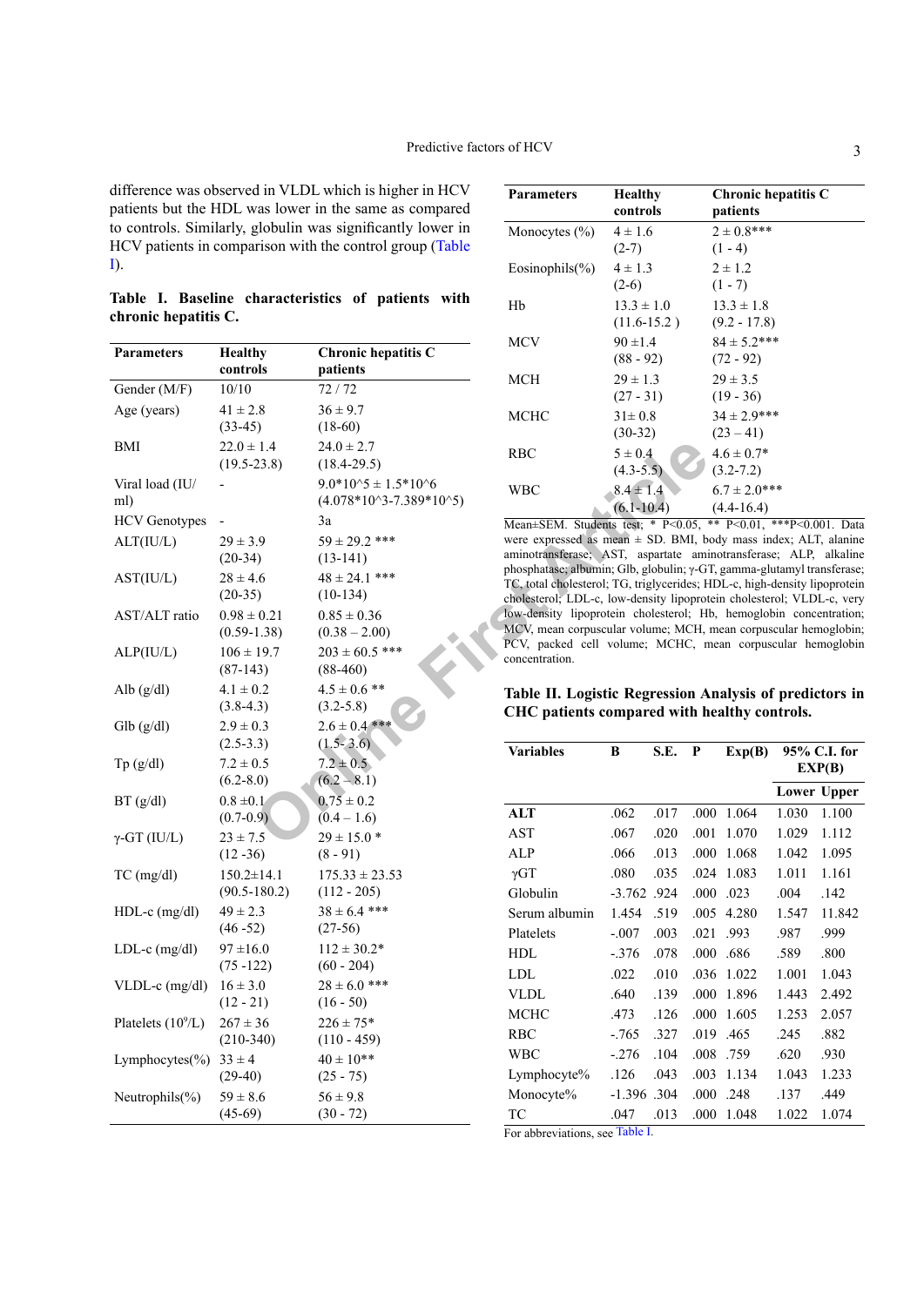difference was observed in VLDL which is higher in HCV patients but the HDL was lower in the same as compared to controls. Similarly, globulin was significantly lower in HCV patients in comparison with the control group (Table I).

**Table I. Baseline characteristics of patients with chronic hepatitis C.**

| Parameters | Healthy controls | Chronic hepatitis C patients |
|---|---|---|
| Gender (M/F) | 10/10 | 72 / 72 |
| Age (years) | 41 ± 2.8 (33-45) | 36 ± 9.7 (18-60) |
| BMI | 22.0 ± 1.4 (19.5-23.8) | 24.0 ± 2.7 (18.4-29.5) |
| Viral load (IU/ml) | - | 9.0\*10^5 ± 1.5\*10^6 (4.078\*10^3-7.389\*10^5) |
| HCV Genotypes | - | 3a |
| ALT(IU/L) | 29 ± 3.9 (20-34) | 59 ± 29.2 *** (13-141) |
| AST(IU/L) | 28 ± 4.6 (20-35) | 48 ± 24.1 *** (10-134) |
| AST/ALT ratio | 0.98 ± 0.21 (0.59-1.38) | 0.85 ± 0.36 (0.38 – 2.00) |
| ALP(IU/L) | 106 ± 19.7 (87-143) | 203 ± 60.5 *** (88-460) |
| Alb (g/dl) | 4.1 ± 0.2 (3.8-4.3) | 4.5 ± 0.6 ** (3.2-5.8) |
| Glb (g/dl) | 2.9 ± 0.3 (2.5-3.3) | 2.6 ± 0.4 *** (1.5- 3.6) |
| Tp (g/dl) | 7.2 ± 0.5 (6.2-8.0) | 7.2 ± 0.5 (6.2 – 8.1) |
| BT (g/dl) | 0.8 ±0.1 (0.7-0.9) | 0.75 ± 0.2 (0.4 – 1.6) |
| γ-GT (IU/L) | 23 ± 7.5 (12 -36) | 29 ± 15.0 * (8 - 91) |
| TC (mg/dl) | 150.2±14.1 (90.5-180.2) | 175.33 ± 23.53 (112 - 205) |
| HDL-c (mg/dl) | 49 ± 2.3 (46 -52) | 38 ± 6.4 *** (27-56) |
| LDL-c (mg/dl) | 97 ±16.0 (75 -122) | 112 ± 30.2* (60 - 204) |
| VLDL-c (mg/dl) | 16 ± 3.0 (12 - 21) | 28 ± 6.0 *** (16 - 50) |
| Platelets ($10^9$/L) | 267 ± 36 (210-340) | 226 ± 75* (110 - 459) |
| Lymphocytes(%) | 33 ± 4 (29-40) | 40 ± 10** (25 - 75) |
| Neutrophils(%) | 59 ± 8.6 (45-69) | 56 ± 9.8 (30 - 72) |
| Monocytes (%) | 4 ± 1.6 (2-7) | 2 ± 0.8*** (1 - 4) |
| Eosinophils(%) | 4 ± 1.3 (2-6) | 2 ± 1.2 (1 - 7) |
| Hb | 13.3 ± 1.0 (11.6-15.2 ) | 13.3 ± 1.8 (9.2 - 17.8) |
| MCV | 90 ±1.4 (88 - 92) | 84 ± 5.2*** (72 - 92) |
| MCH | 29 ± 1.3 (27 - 31) | 29 ± 3.5 (19 - 36) |
| MCHC | 31± 0.8 (30-32) | 34 ± 2.9*** (23 – 41) |
| RBC | 5 ± 0.4 (4.3-5.5) | 4.6 ± 0.7* (3.2-7.2) |
| WBC | 8.4 ± 1.4 (6.1-10.4) | 6.7 ± 2.0*** (4.4-16.4) |

Mean±SEM. Students test; * P<0.05, ** P<0.01, ***P<0.001. Data were expressed as mean ± SD. BMI, body mass index; ALT, alanine aminotransferase; AST, aspartate aminotransferase; ALP, alkaline phosphatase; albumin; Glb, globulin; γ-GT, gamma-glutamyl transferase; TC, total cholesterol; TG, triglycerides; HDL-c, high-density lipoprotein cholesterol; LDL-c, low-density lipoprotein cholesterol; VLDL-c, very low-density lipoprotein cholesterol; Hb, hemoglobin concentration; MCV, mean corpuscular volume; MCH, mean corpuscular hemoglobin; PCV, packed cell volume; MCHC, mean corpuscular hemoglobin concentration.

**Table II. Logistic Regression Analysis of predictors in CHC patients compared with healthy controls.**

| Variables | B | S.E. | P | Exp(B) | 95% C.I. for EXP(B) | |
|---|---|---|---|---|---|---|
| | | | | | Lower | Upper |
| **ALT** | .062 | .017 | .000 | 1.064 | 1.030 | 1.100 |
| AST | .067 | .020 | .001 | 1.070 | 1.029 | 1.112 |
| ALP | .066 | .013 | .000 | 1.068 | 1.042 | 1.095 |
| γGT | .080 | .035 | .024 | 1.083 | 1.011 | 1.161 |
| Globulin | -3.762 | .924 | .000 | .023 | .004 | .142 |
| Serum albumin | 1.454 | .519 | .005 | 4.280 | 1.547 | 11.842 |
| Platelets | -.007 | .003 | .021 | .993 | .987 | .999 |
| HDL | -.376 | .078 | .000 | .686 | .589 | .800 |
| LDL | .022 | .010 | .036 | 1.022 | 1.001 | 1.043 |
| VLDL | .640 | .139 | .000 | 1.896 | 1.443 | 2.492 |
| MCHC | .473 | .126 | .000 | 1.605 | 1.253 | 2.057 |
| RBC | -.765 | .327 | .019 | .465 | .245 | .882 |
| WBC | -.276 | .104 | .008 | .759 | .620 | .930 |
| Lymphocyte% | .126 | .043 | .003 | 1.134 | 1.043 | 1.233 |
| Monocyte% | -1.396 | .304 | .000 | .248 | .137 | .449 |
| TC | .047 | .013 | .000 | 1.048 | 1.022 | 1.074 |

For abbreviations, see Table I.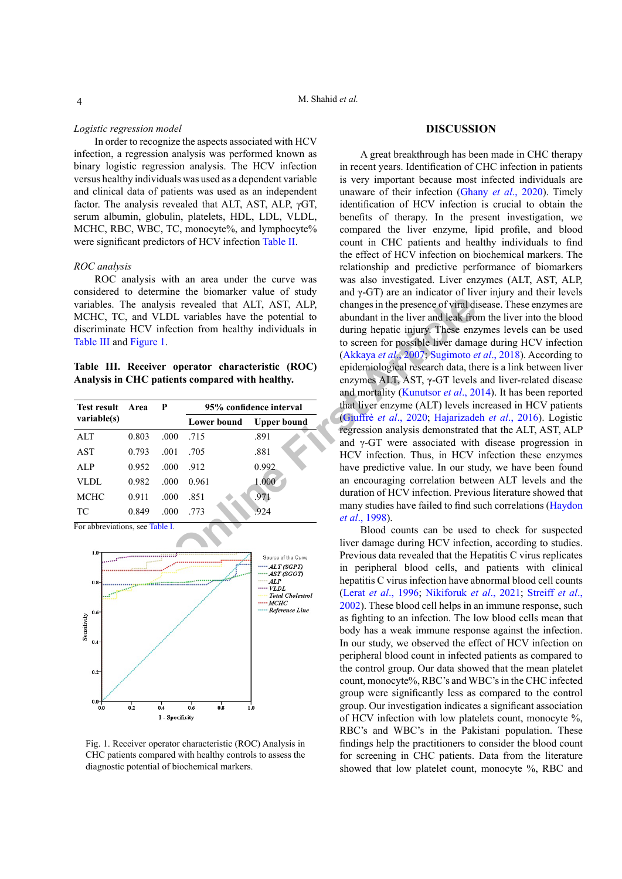*Logistic regression model*

In order to recognize the aspects associated with HCV infection, a regression analysis was performed known as binary logistic regression analysis. The HCV infection versus healthy individuals was used as a dependent variable and clinical data of patients was used as an independent factor. The analysis revealed that ALT, AST, ALP, γGT, serum albumin, globulin, platelets, HDL, LDL, VLDL, MCHC, RBC, WBC, TC, monocyte%, and lymphocyte% were significant predictors of HCV infection Table II.

*ROC analysis*

ROC analysis with an area under the curve was considered to determine the biomarker value of study variables. The analysis revealed that ALT, AST, ALP, MCHC, TC, and VLDL variables have the potential to discriminate HCV infection from healthy individuals in Table III and Figure 1.

**Table III. Receiver operator characteristic (ROC) Analysis in CHC patients compared with healthy.**

| Test result variable(s) | Area | P | 95% confidence interval | |
|---|---|---|---|---|
| | | | Lower bound | Upper bound |
| ALT | 0.803 | .000 | .715 | .891 |
| AST | 0.793 | .001 | .705 | .881 |
| ALP | 0.952 | .000 | .912 | 0.992 |
| VLDL | 0.982 | .000 | 0.961 | 1.000 |
| MCHC | 0.911 | .000 | .851 | .971 |
| TC | 0.849 | .000 | .773 | .924 |

For abbreviations, see Table I.

Source of the Curve
ALT (SGPT)
AST (SGOT)
ALP
VLDL
Total Cholestrol
MCHC
Reference Line

Sensitivity
1.0
0.8
0.6
0.4
0.2
0.0

0.0 0.2 0.4 0.6 0.8 1.0
1 - Specificity

Fig. 1. Receiver operator characteristic (ROC) Analysis in CHC patients compared with healthy controls to assess the diagnostic potential of biochemical markers.

## DISCUSSION

A great breakthrough has been made in CHC therapy in recent years. Identification of CHC infection in patients is very important because most infected individuals are unaware of their infection (Ghany *et al*., 2020). Timely identification of HCV infection is crucial to obtain the benefits of therapy. In the present investigation, we compared the liver enzyme, lipid profile, and blood count in CHC patients and healthy individuals to find the effect of HCV infection on biochemical markers. The relationship and predictive performance of biomarkers was also investigated. Liver enzymes (ALT, AST, ALP, and γ-GT) are an indicator of liver injury and their levels changes in the presence of viral disease. These enzymes are abundant in the liver and leak from the liver into the blood during hepatic injury. These enzymes levels can be used to screen for possible liver damage during HCV infection (Akkaya *et al*., 2007; Sugimoto *et al*., 2018). According to epidemiological research data, there is a link between liver enzymes ALT, AST, γ-GT levels and liver-related disease and mortality (Kunutsor *et al*., 2014). It has been reported that liver enzyme (ALT) levels increased in HCV patients (Giuffrè *et al*., 2020; Hajarizadeh *et al*., 2016). Logistic regression analysis demonstrated that the ALT, AST, ALP and γ-GT were associated with disease progression in HCV infection. Thus, in HCV infection these enzymes have predictive value. In our study, we have been found an encouraging correlation between ALT levels and the duration of HCV infection. Previous literature showed that many studies have failed to find such correlations (Haydon *et al*., 1998).

Blood counts can be used to check for suspected liver damage during HCV infection, according to studies. Previous data revealed that the Hepatitis C virus replicates in peripheral blood cells, and patients with clinical hepatitis C virus infection have abnormal blood cell counts (Lerat *et al*., 1996; Nikiforuk *et al*., 2021; Streiff *et al*., 2002). These blood cell helps in an immune response, such as fighting to an infection. The low blood cells mean that body has a weak immune response against the infection. In our study, we observed the effect of HCV infection on peripheral blood count in infected patients as compared to the control group. Our data showed that the mean platelet count, monocyte%, RBC's and WBC's in the CHC infected group were significantly less as compared to the control group. Our investigation indicates a significant association of HCV infection with low platelets count, monocyte %, RBC's and WBC's in the Pakistani population. These findings help the practitioners to consider the blood count for screening in CHC patients. Data from the literature showed that low platelet count, monocyte %, RBC and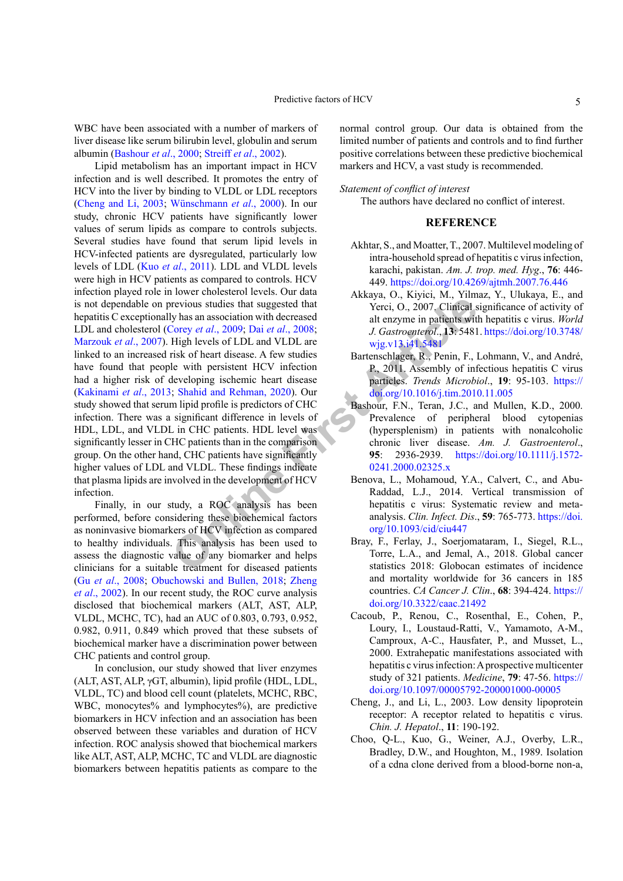WBC have been associated with a number of markers of liver disease like serum bilirubin level, globulin and serum albumin (Bashour *et al*., 2000; Streiff *et al*., 2002).

Lipid metabolism has an important impact in HCV infection and is well described. It promotes the entry of HCV into the liver by binding to VLDL or LDL receptors (Cheng and Li, 2003; Wünschmann *et al*., 2000). In our study, chronic HCV patients have significantly lower values of serum lipids as compare to controls subjects. Several studies have found that serum lipid levels in HCV-infected patients are dysregulated, particularly low levels of LDL (Kuo *et al*., 2011). LDL and VLDL levels were high in HCV patients as compared to controls. HCV infection played role in lower cholesterol levels. Our data is not dependable on previous studies that suggested that hepatitis C exceptionally has an association with decreased LDL and cholesterol (Corey *et al*., 2009; Dai *et al*., 2008; Marzouk *et al*., 2007). High levels of LDL and VLDL are linked to an increased risk of heart disease. A few studies have found that people with persistent HCV infection had a higher risk of developing ischemic heart disease (Kakinami *et al*., 2013; Shahid and Rehman, 2020). Our study showed that serum lipid profile is predictors of CHC infection. There was a significant difference in levels of HDL, LDL, and VLDL in CHC patients. HDL level was significantly lesser in CHC patients than in the comparison group. On the other hand, CHC patients have significantly higher values of LDL and VLDL. These findings indicate that plasma lipids are involved in the development of HCV infection.

Finally, in our study, a ROC analysis has been performed, before considering these biochemical factors as noninvasive biomarkers of HCV infection as compared to healthy individuals. This analysis has been used to assess the diagnostic value of any biomarker and helps clinicians for a suitable treatment for diseased patients (Gu *et al*., 2008; Obuchowski and Bullen, 2018; Zheng *et al*., 2002). In our recent study, the ROC curve analysis disclosed that biochemical markers (ALT, AST, ALP, VLDL, MCHC, TC), had an AUC of 0.803, 0.793, 0.952, 0.982, 0.911, 0.849 which proved that these subsets of biochemical marker have a discrimination power between CHC patients and control group.

In conclusion, our study showed that liver enzymes (ALT, AST, ALP, γGT, albumin), lipid profile (HDL, LDL, VLDL, TC) and blood cell count (platelets, MCHC, RBC, WBC, monocytes% and lymphocytes%), are predictive biomarkers in HCV infection and an association has been observed between these variables and duration of HCV infection. ROC analysis showed that biochemical markers like ALT, AST, ALP, MCHC, TC and VLDL are diagnostic biomarkers between hepatitis patients as compare to the normal control group. Our data is obtained from the limited number of patients and controls and to find further positive correlations between these predictive biochemical markers and HCV, a vast study is recommended.

*Statement of conflict of interest*

The authors have declared no conflict of interest.

## REFERENCE

Akhtar, S., and Moatter, T., 2007. Multilevel modeling of intra-household spread of hepatitis c virus infection, karachi, pakistan. *Am. J. trop. med. Hyg*., **76**: 446-449. https://doi.org/10.4269/ajtmh.2007.76.446

Akkaya, O., Kiyici, M., Yilmaz, Y., Ulukaya, E., and Yerci, O., 2007. Clinical significance of activity of alt enzyme in patients with hepatitis c virus. *World J. Gastroenterol*., **13**: 5481. https://doi.org/10.3748/wjg.v13.i41.5481

Bartenschlager, R., Penin, F., Lohmann, V., and André, P., 2011. Assembly of infectious hepatitis C virus particles. *Trends Microbiol*., **19**: 95-103. https://doi.org/10.1016/j.tim.2010.11.005

Bashour, F.N., Teran, J.C., and Mullen, K.D., 2000. Prevalence of peripheral blood cytopenias (hypersplenism) in patients with nonalcoholic chronic liver disease. *Am. J. Gastroenterol*., **95**: 2936-2939. https://doi.org/10.1111/j.1572-0241.2000.02325.x

Benova, L., Mohamoud, Y.A., Calvert, C., and Abu-Raddad, L.J., 2014. Vertical transmission of hepatitis c virus: Systematic review and meta-analysis. *Clin. Infect. Dis*., **59**: 765-773. https://doi.org/10.1093/cid/ciu447

Bray, F., Ferlay, J., Soerjomataram, I., Siegel, R.L., Torre, L.A., and Jemal, A., 2018. Global cancer statistics 2018: Globocan estimates of incidence and mortality worldwide for 36 cancers in 185 countries. *CA Cancer J. Clin*., **68**: 394-424. https://doi.org/10.3322/caac.21492

Cacoub, P., Renou, C., Rosenthal, E., Cohen, P., Loury, I., Loustaud-Ratti, V., Yamamoto, A-M., Camproux, A-C., Hausfater, P., and Musset, L., 2000. Extrahepatic manifestations associated with hepatitis c virus infection: A prospective multicenter study of 321 patients. *Medicine*, **79**: 47-56. https://doi.org/10.1097/00005792-200001000-00005

Cheng, J., and Li, L., 2003. Low density lipoprotein receptor: A receptor related to hepatitis c virus. *Chin. J. Hepatol*., **11**: 190-192.

Choo, Q-L., Kuo, G., Weiner, A.J., Overby, L.R., Bradley, D.W., and Houghton, M., 1989. Isolation of a cdna clone derived from a blood-borne non-a,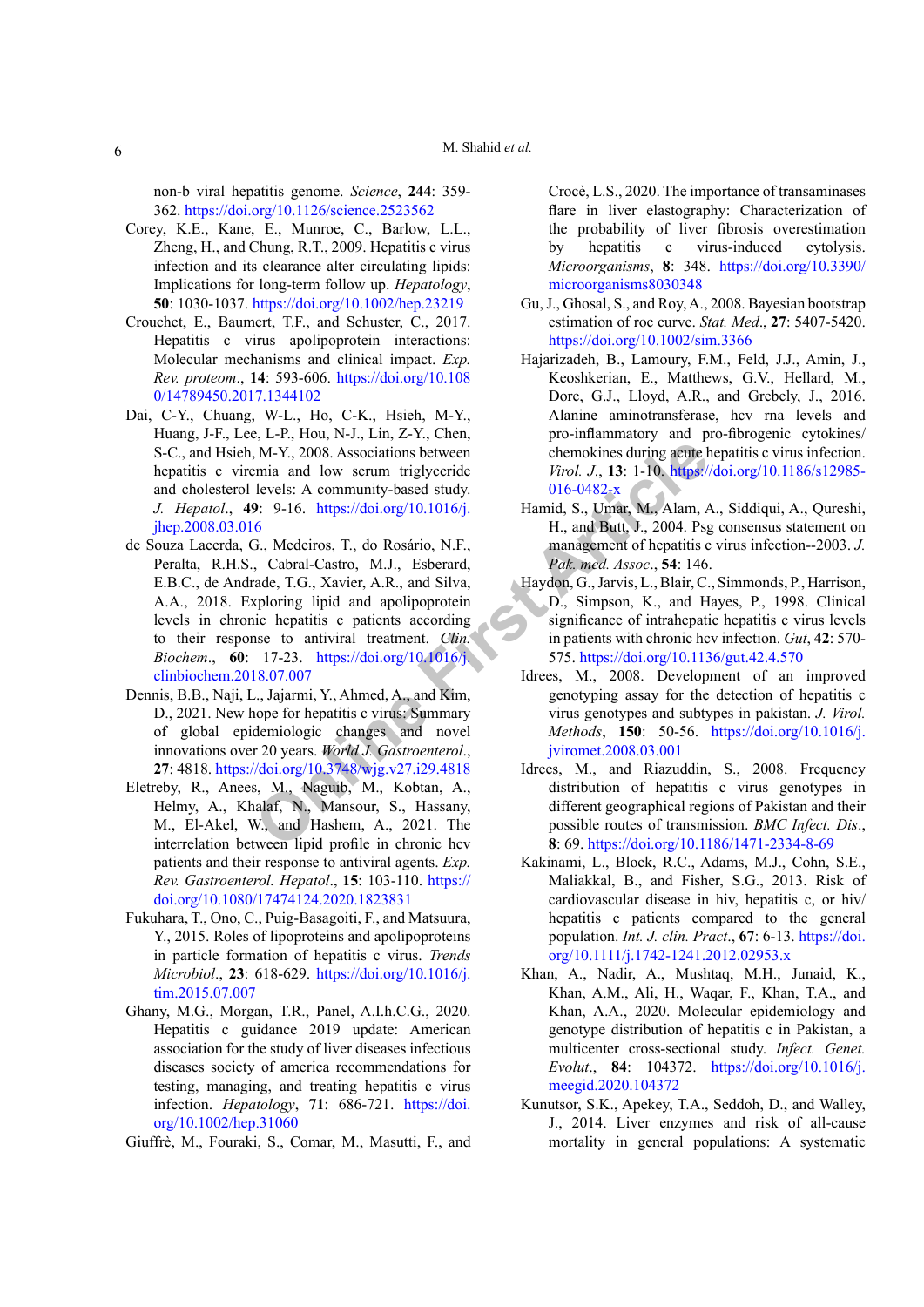non-b viral hepatitis genome. *Science*, **244**: 359-362. https://doi.org/10.1126/science.2523562

Corey, K.E., Kane, E., Munroe, C., Barlow, L.L., Zheng, H., and Chung, R.T., 2009. Hepatitis c virus infection and its clearance alter circulating lipids: Implications for long-term follow up. *Hepatology*, **50**: 1030-1037. https://doi.org/10.1002/hep.23219

Crouchet, E., Baumert, T.F., and Schuster, C., 2017. Hepatitis c virus apolipoprotein interactions: Molecular mechanisms and clinical impact. *Exp. Rev. proteom*., **14**: 593-606. https://doi.org/10.1080/14789450.2017.1344102

Dai, C-Y., Chuang, W-L., Ho, C-K., Hsieh, M-Y., Huang, J-F., Lee, L-P., Hou, N-J., Lin, Z-Y., Chen, S-C., and Hsieh, M-Y., 2008. Associations between hepatitis c viremia and low serum triglyceride and cholesterol levels: A community-based study. *J. Hepatol*., **49**: 9-16. https://doi.org/10.1016/j.jhep.2008.03.016

de Souza Lacerda, G., Medeiros, T., do Rosário, N.F., Peralta, R.H.S., Cabral-Castro, M.J., Esberard, E.B.C., de Andrade, T.G., Xavier, A.R., and Silva, A.A., 2018. Exploring lipid and apolipoprotein levels in chronic hepatitis c patients according to their response to antiviral treatment. *Clin. Biochem*., **60**: 17-23. https://doi.org/10.1016/j.clinbiochem.2018.07.007

Dennis, B.B., Naji, L., Jajarmi, Y., Ahmed, A., and Kim, D., 2021. New hope for hepatitis c virus: Summary of global epidemiologic changes and novel innovations over 20 years. *World J. Gastroenterol*., **27**: 4818. https://doi.org/10.3748/wjg.v27.i29.4818

Eletreby, R., Anees, M., Naguib, M., Kobtan, A., Helmy, A., Khalaf, N., Mansour, S., Hassany, M., El-Akel, W., and Hashem, A., 2021. The interrelation between lipid profile in chronic hcv patients and their response to antiviral agents. *Exp. Rev. Gastroenterol. Hepatol*., **15**: 103-110. https://doi.org/10.1080/17474124.2020.1823831

Fukuhara, T., Ono, C., Puig-Basagoiti, F., and Matsuura, Y., 2015. Roles of lipoproteins and apolipoproteins in particle formation of hepatitis c virus. *Trends Microbiol*., **23**: 618-629. https://doi.org/10.1016/j.tim.2015.07.007

Ghany, M.G., Morgan, T.R., Panel, A.I.h.C.G., 2020. Hepatitis c guidance 2019 update: American association for the study of liver diseases infectious diseases society of america recommendations for testing, managing, and treating hepatitis c virus infection. *Hepatology*, **71**: 686-721. https://doi.org/10.1002/hep.31060

Giuffrè, M., Fouraki, S., Comar, M., Masutti, F., and Crocè, L.S., 2020. The importance of transaminases flare in liver elastography: Characterization of the probability of liver fibrosis overestimation by hepatitis c virus-induced cytolysis. *Microorganisms*, **8**: 348. https://doi.org/10.3390/microorganisms8030348

Gu, J., Ghosal, S., and Roy, A., 2008. Bayesian bootstrap estimation of roc curve. *Stat. Med*., **27**: 5407-5420. https://doi.org/10.1002/sim.3366

Hajarizadeh, B., Lamoury, F.M., Feld, J.J., Amin, J., Keoshkerian, E., Matthews, G.V., Hellard, M., Dore, G.J., Lloyd, A.R., and Grebely, J., 2016. Alanine aminotransferase, hcv rna levels and pro-inflammatory and pro-fibrogenic cytokines/chemokines during acute hepatitis c virus infection. *Virol. J*., **13**: 1-10. https://doi.org/10.1186/s12985-016-0482-x

Hamid, S., Umar, M., Alam, A., Siddiqui, A., Qureshi, H., and Butt, J., 2004. Psg consensus statement on management of hepatitis c virus infection--2003. *J. Pak. med. Assoc*., **54**: 146.

Haydon, G., Jarvis, L., Blair, C., Simmonds, P., Harrison, D., Simpson, K., and Hayes, P., 1998. Clinical significance of intrahepatic hepatitis c virus levels in patients with chronic hcv infection. *Gut*, **42**: 570-575. https://doi.org/10.1136/gut.42.4.570

Idrees, M., 2008. Development of an improved genotyping assay for the detection of hepatitis c virus genotypes and subtypes in pakistan. *J. Virol. Methods*, **150**: 50-56. https://doi.org/10.1016/j.jviromet.2008.03.001

Idrees, M., and Riazuddin, S., 2008. Frequency distribution of hepatitis c virus genotypes in different geographical regions of Pakistan and their possible routes of transmission. *BMC Infect. Dis*., **8**: 69. https://doi.org/10.1186/1471-2334-8-69

Kakinami, L., Block, R.C., Adams, M.J., Cohn, S.E., Maliakkal, B., and Fisher, S.G., 2013. Risk of cardiovascular disease in hiv, hepatitis c, or hiv/hepatitis c patients compared to the general population. *Int. J. clin. Pract*., **67**: 6-13. https://doi.org/10.1111/j.1742-1241.2012.02953.x

Khan, A., Nadir, A., Mushtaq, M.H., Junaid, K., Khan, A.M., Ali, H., Waqar, F., Khan, T.A., and Khan, A.A., 2020. Molecular epidemiology and genotype distribution of hepatitis c in Pakistan, a multicenter cross-sectional study. *Infect. Genet. Evolut*., **84**: 104372. https://doi.org/10.1016/j.meegid.2020.104372

Kunutsor, S.K., Apekey, T.A., Seddoh, D., and Walley, J., 2014. Liver enzymes and risk of all-cause mortality in general populations: A systematic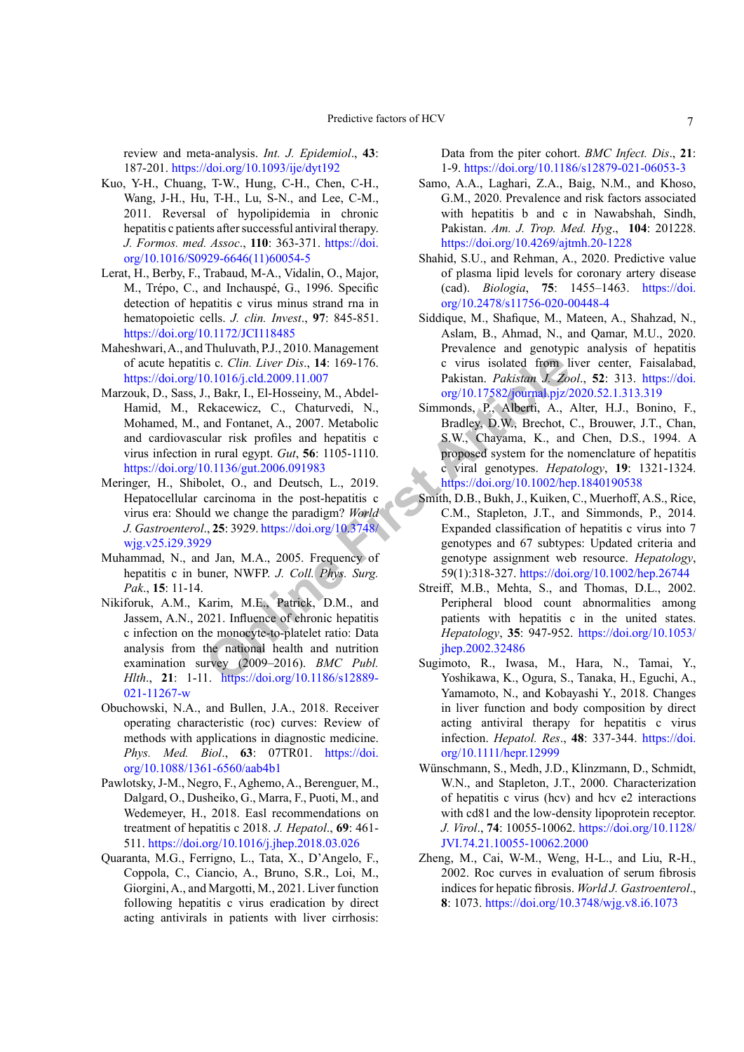review and meta-analysis. *Int. J. Epidemiol*., **43**: 187-201. https://doi.org/10.1093/ije/dyt192

Kuo, Y-H., Chuang, T-W., Hung, C-H., Chen, C-H., Wang, J-H., Hu, T-H., Lu, S-N., and Lee, C-M., 2011. Reversal of hypolipidemia in chronic hepatitis c patients after successful antiviral therapy. *J. Formos. med. Assoc*., **110**: 363-371. https://doi.org/10.1016/S0929-6646(11)60054-5

Lerat, H., Berby, F., Trabaud, M-A., Vidalin, O., Major, M., Trépo, C., and Inchauspé, G., 1996. Specific detection of hepatitis c virus minus strand rna in hematopoietic cells. *J. clin. Invest*., **97**: 845-851. https://doi.org/10.1172/JCI118485

Maheshwari, A., and Thuluvath, P.J., 2010. Management of acute hepatitis c. *Clin. Liver Dis*., **14**: 169-176. https://doi.org/10.1016/j.cld.2009.11.007

Marzouk, D., Sass, J., Bakr, I., El-Hosseiny, M., Abdel-Hamid, M., Rekacewicz, C., Chaturvedi, N., Mohamed, M., and Fontanet, A., 2007. Metabolic and cardiovascular risk profiles and hepatitis c virus infection in rural egypt. *Gut*, **56**: 1105-1110. https://doi.org/10.1136/gut.2006.091983

Meringer, H., Shibolet, O., and Deutsch, L., 2019. Hepatocellular carcinoma in the post-hepatitis c virus era: Should we change the paradigm? *World J. Gastroenterol*., **25**: 3929. https://doi.org/10.3748/wjg.v25.i29.3929

Muhammad, N., and Jan, M.A., 2005. Frequency of hepatitis c in buner, NWFP. *J. Coll. Phys. Surg. Pak*., **15**: 11-14.

Nikiforuk, A.M., Karim, M.E., Patrick, D.M., and Jassem, A.N., 2021. Influence of chronic hepatitis c infection on the monocyte-to-platelet ratio: Data analysis from the national health and nutrition examination survey (2009–2016). *BMC Publ. Hlth*., **21**: 1-11. https://doi.org/10.1186/s12889-021-11267-w

Obuchowski, N.A., and Bullen, J.A., 2018. Receiver operating characteristic (roc) curves: Review of methods with applications in diagnostic medicine. *Phys. Med. Biol*., **63**: 07TR01. https://doi.org/10.1088/1361-6560/aab4b1

Pawlotsky, J-M., Negro, F., Aghemo, A., Berenguer, M., Dalgard, O., Dusheiko, G., Marra, F., Puoti, M., and Wedemeyer, H., 2018. Easl recommendations on treatment of hepatitis c 2018. *J. Hepatol*., **69**: 461-511. https://doi.org/10.1016/j.jhep.2018.03.026

Quaranta, M.G., Ferrigno, L., Tata, X., D'Angelo, F., Coppola, C., Ciancio, A., Bruno, S.R., Loi, M., Giorgini, A., and Margotti, M., 2021. Liver function following hepatitis c virus eradication by direct acting antivirals in patients with liver cirrhosis: Data from the piter cohort. *BMC Infect. Dis*., **21**: 1-9. https://doi.org/10.1186/s12879-021-06053-3

Samo, A.A., Laghari, Z.A., Baig, N.M., and Khoso, G.M., 2020. Prevalence and risk factors associated with hepatitis b and c in Nawabshah, Sindh, Pakistan. *Am. J. Trop. Med. Hyg*., **104**: 201228. https://doi.org/10.4269/ajtmh.20-1228

Shahid, S.U., and Rehman, A., 2020. Predictive value of plasma lipid levels for coronary artery disease (cad). *Biologia*, **75**: 1455–1463. https://doi.org/10.2478/s11756-020-00448-4

Siddique, M., Shafique, M., Mateen, A., Shahzad, N., Aslam, B., Ahmad, N., and Qamar, M.U., 2020. Prevalence and genotypic analysis of hepatitis c virus isolated from liver center, Faisalabad, Pakistan. *Pakistan J. Zool*., **52**: 313. https://doi.org/10.17582/journal.pjz/2020.52.1.313.319

Simmonds, P., Alberti, A., Alter, H.J., Bonino, F., Bradley, D.W., Brechot, C., Brouwer, J.T., Chan, S.W., Chayama, K., and Chen, D.S., 1994. A proposed system for the nomenclature of hepatitis c viral genotypes. *Hepatology*, **19**: 1321-1324. https://doi.org/10.1002/hep.1840190538

Smith, D.B., Bukh, J., Kuiken, C., Muerhoff, A.S., Rice, C.M., Stapleton, J.T., and Simmonds, P., 2014. Expanded classification of hepatitis c virus into 7 genotypes and 67 subtypes: Updated criteria and genotype assignment web resource. *Hepatology*, 59(1):318-327. https://doi.org/10.1002/hep.26744

Streiff, M.B., Mehta, S., and Thomas, D.L., 2002. Peripheral blood count abnormalities among patients with hepatitis c in the united states. *Hepatology*, **35**: 947-952. https://doi.org/10.1053/jhep.2002.32486

Sugimoto, R., Iwasa, M., Hara, N., Tamai, Y., Yoshikawa, K., Ogura, S., Tanaka, H., Eguchi, A., Yamamoto, N., and Kobayashi Y., 2018. Changes in liver function and body composition by direct acting antiviral therapy for hepatitis c virus infection. *Hepatol. Res*., **48**: 337-344. https://doi.org/10.1111/hepr.12999

Wünschmann, S., Medh, J.D., Klinzmann, D., Schmidt, W.N., and Stapleton, J.T., 2000. Characterization of hepatitis c virus (hcv) and hcv e2 interactions with cd81 and the low-density lipoprotein receptor. *J. Virol*., **74**: 10055-10062. https://doi.org/10.1128/JVI.74.21.10055-10062.2000

Zheng, M., Cai, W-M., Weng, H-L., and Liu, R-H., 2002. Roc curves in evaluation of serum fibrosis indices for hepatic fibrosis. *World J. Gastroenterol*., **8**: 1073. https://doi.org/10.3748/wjg.v8.i6.1073